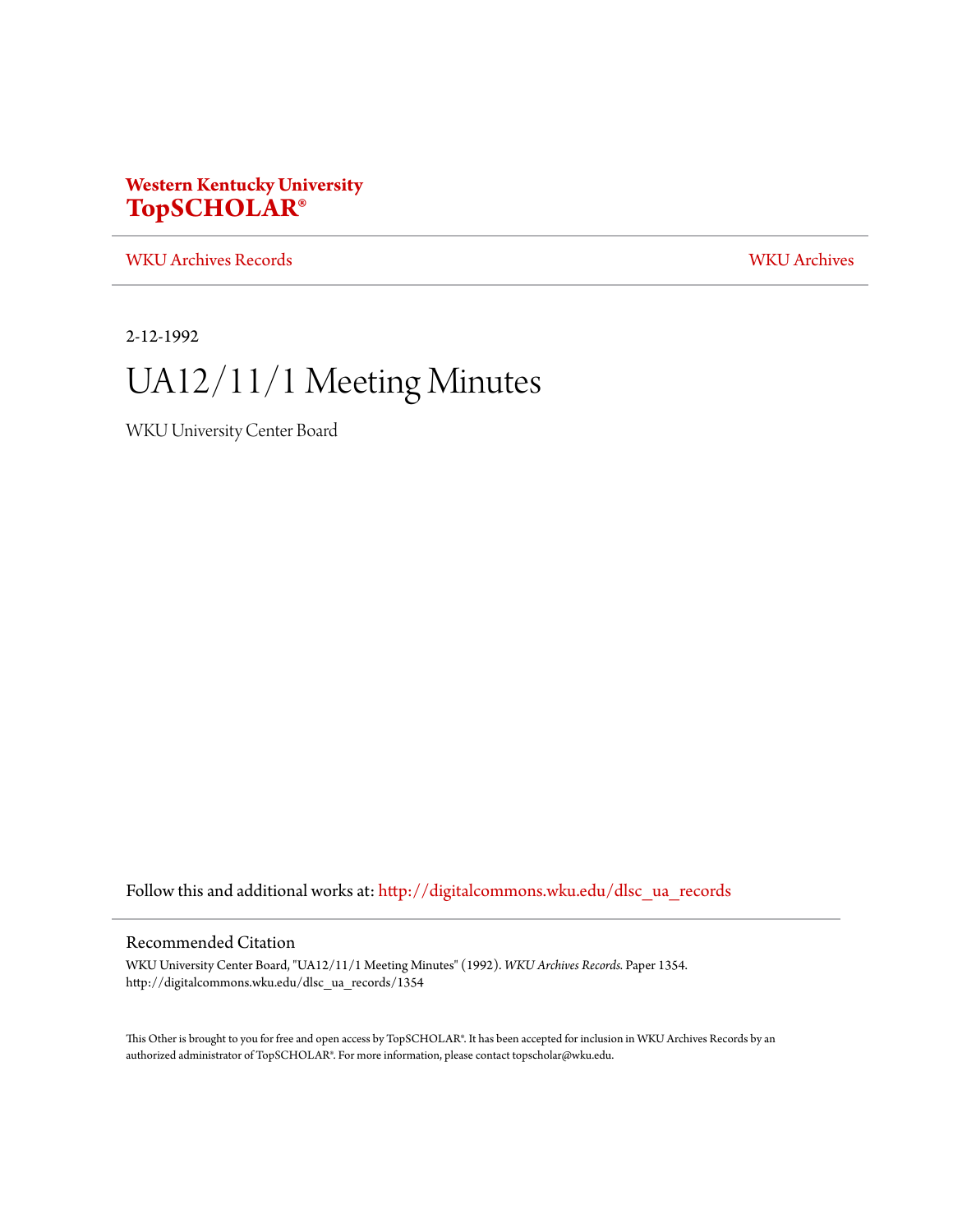Western Kentucky University
**TopSCHOLAR®**

WKU Archives Records | WKU Archives

2-12-1992

# UA12/11/1 Meeting Minutes

WKU University Center Board

Follow this and additional works at: http://digitalcommons.wku.edu/dlsc_ua_records

## Recommended Citation

WKU University Center Board, "UA12/11/1 Meeting Minutes" (1992). *WKU Archives Records.* Paper 1354.
http://digitalcommons.wku.edu/dlsc_ua_records/1354

This Other is brought to you for free and open access by TopSCHOLAR®. It has been accepted for inclusion in WKU Archives Records by an authorized administrator of TopSCHOLAR®. For more information, please contact topscholar@wku.edu.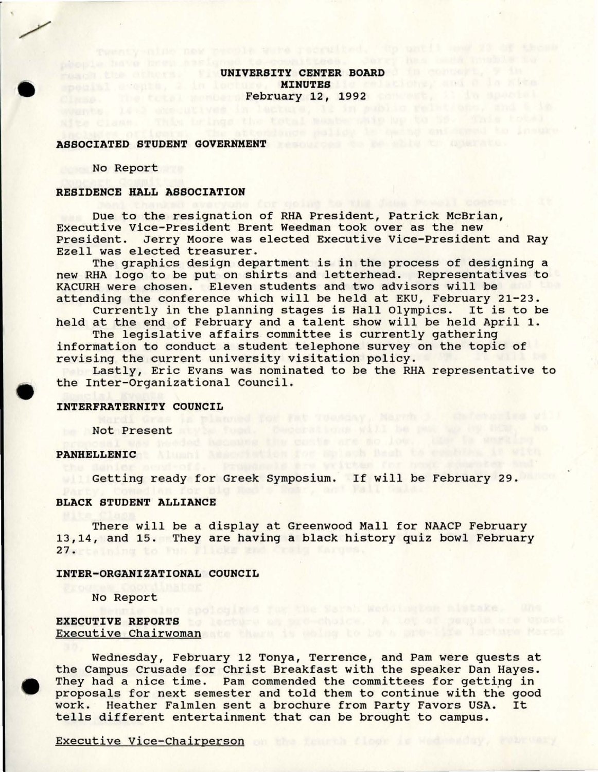**UNIVERSITY CENTER BOARD**
**MINUTES**
February 12, 1992

**ASSOCIATED STUDENT GOVERNMENT**

No Report

**RESIDENCE HALL ASSOCIATION**

Due to the resignation of RHA President, Patrick McBrian, Executive Vice-President Brent Weedman took over as the new President. Jerry Moore was elected Executive Vice-President and Ray Ezell was elected treasurer.

The graphics design department is in the process of designing a new RHA logo to be put on shirts and letterhead. Representatives to KACURH were chosen. Eleven students and two advisors will be attending the conference which will be held at EKU, February 21-23.

Currently in the planning stages is Hall Olympics. It is to be held at the end of February and a talent show will be held April 1.

The legislative affairs committee is currently gathering information to conduct a student telephone survey on the topic of revising the current university visitation policy.

Lastly, Eric Evans was nominated to be the RHA representative to the Inter-Organizational Council.

**INTERFRATERNITY COUNCIL**

Not Present

**PANHELLENIC**

Getting ready for Greek Symposium. If will be February 29.

**BLACK STUDENT ALLIANCE**

There will be a display at Greenwood Mall for NAACP February 13,14, and 15. They are having a black history quiz bowl February 27.

**INTER-ORGANIZATIONAL COUNCIL**

No Report

**EXECUTIVE REPORTS**
Executive Chairwoman

Wednesday, February 12 Tonya, Terrence, and Pam were quests at the Campus Crusade for Christ Breakfast with the speaker Dan Hayes. They had a nice time. Pam commended the committees for getting in proposals for next semester and told them to continue with the good work. Heather Falmlen sent a brochure from Party Favors USA. It tells different entertainment that can be brought to campus.

Executive Vice-Chairperson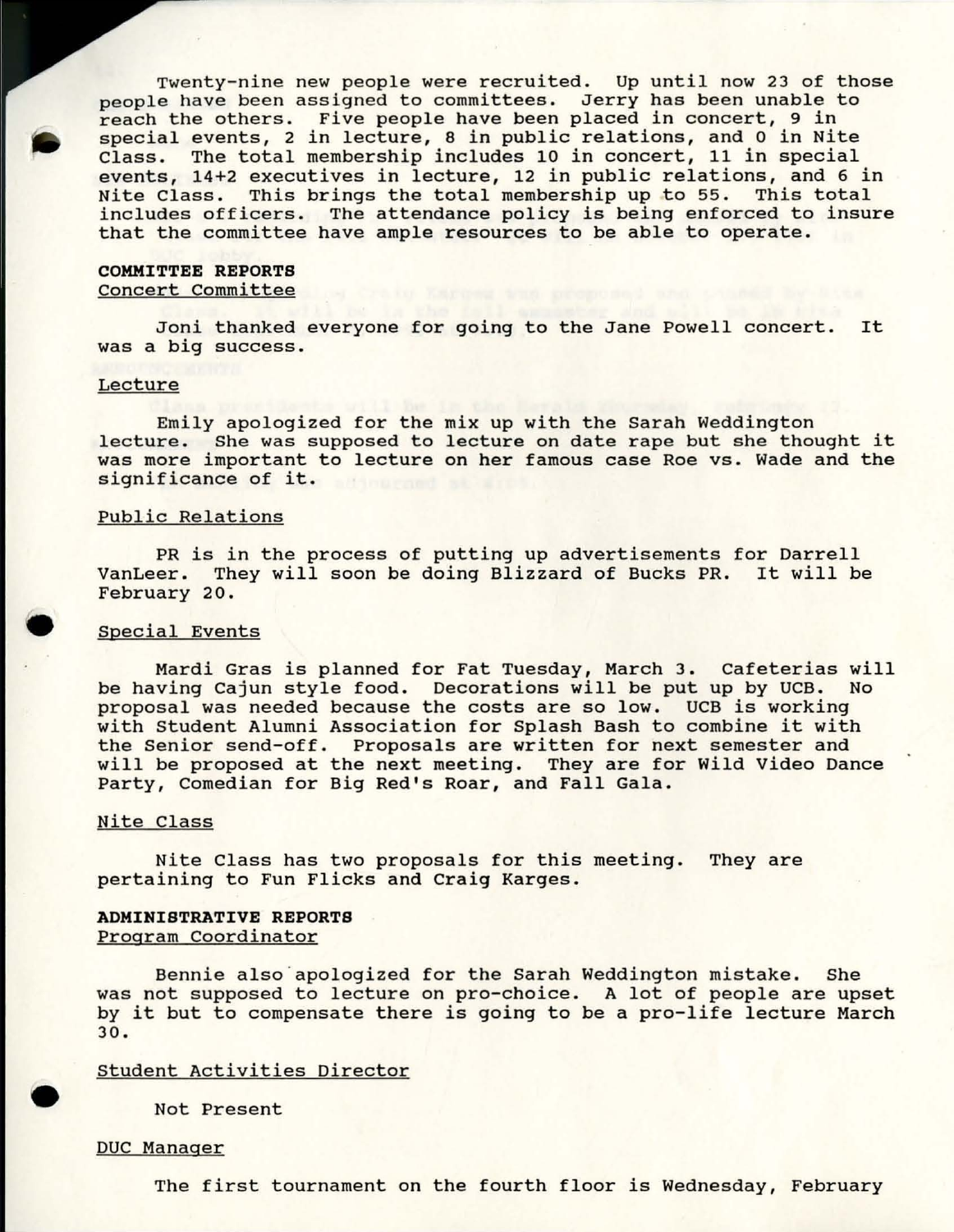Twenty-nine new people were recruited. Up until now 23 of those people have been assigned to committees. Jerry has been unable to reach the others. Five people have been placed in concert, 9 in special events, 2 in lecture, 8 in public relations, and 0 in Nite Class. The total membership includes 10 in concert, 11 in special events, 14+2 executives in lecture, 12 in public relations, and 6 in Nite Class. This brings the total membership up to 55. This total includes officers. The attendance policy is being enforced to insure that the committee have ample resources to be able to operate.

**COMMITTEE REPORTS**

Concert Committee

Joni thanked everyone for going to the Jane Powell concert. It was a big success.

Lecture

Emily apologized for the mix up with the Sarah Weddington lecture. She was supposed to lecture on date rape but she thought it was more important to lecture on her famous case Roe vs. Wade and the significance of it.

Public Relations

PR is in the process of putting up advertisements for Darrell VanLeer. They will soon be doing Blizzard of Bucks PR. It will be February 20.

Special Events

Mardi Gras is planned for Fat Tuesday, March 3. Cafeterias will be having Cajun style food. Decorations will be put up by UCB. No proposal was needed because the costs are so low. UCB is working with Student Alumni Association for Splash Bash to combine it with the Senior send-off. Proposals are written for next semester and will be proposed at the next meeting. They are for Wild Video Dance Party, Comedian for Big Red's Roar, and Fall Gala.

Nite Class

Nite Class has two proposals for this meeting. They are pertaining to Fun Flicks and Craig Karges.

**ADMINISTRATIVE REPORTS**

Program Coordinator

Bennie also apologized for the Sarah Weddington mistake. She was not supposed to lecture on pro-choice. A lot of people are upset by it but to compensate there is going to be a pro-life lecture March 30.

Student Activities Director

Not Present

DUC Manager

The first tournament on the fourth floor is Wednesday, February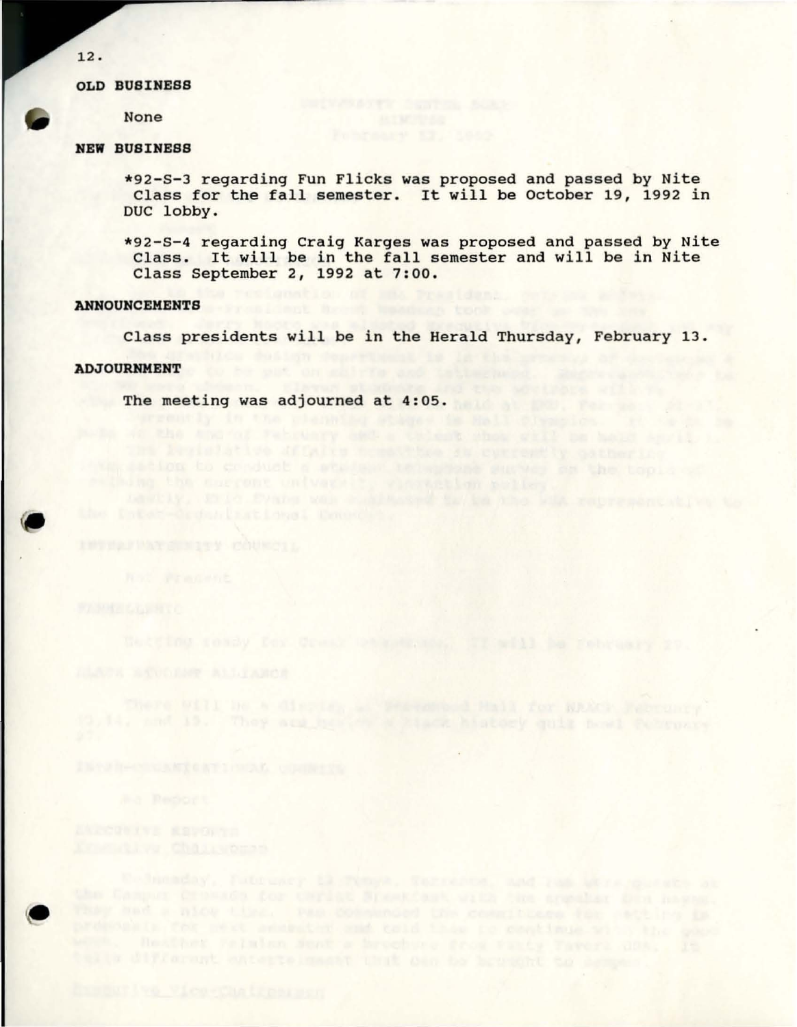## OLD BUSINESS

None

## NEW BUSINESS

*92-S-3 regarding Fun Flicks was proposed and passed by Nite Class for the fall semester. It will be October 19, 1992 in DUC lobby.

*92-S-4 regarding Craig Karges was proposed and passed by Nite Class. It will be in the fall semester and will be in Nite Class September 2, 1992 at 7:00.

## ANNOUNCEMENTS

Class presidents will be in the Herald Thursday, February 13.

## ADJOURNMENT

The meeting was adjourned at 4:05.